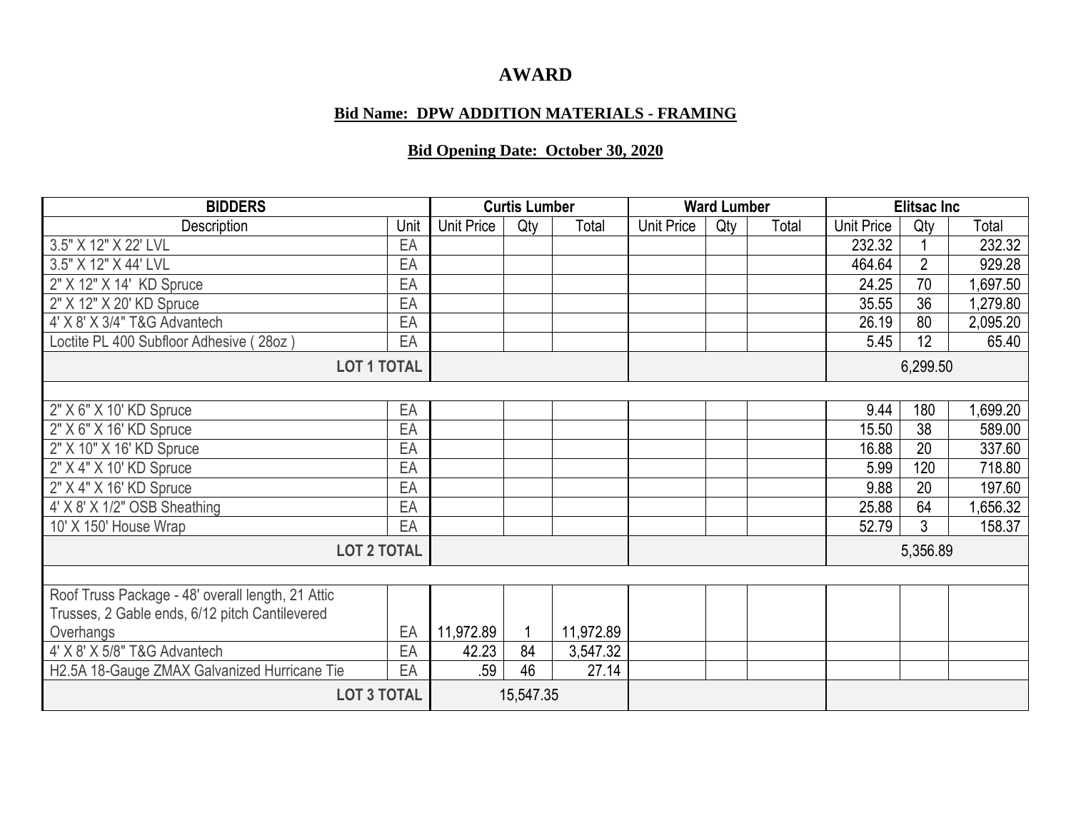# AWARD

**Bid Name: DPW ADDITION MATERIALS - FRAMING**

**Bid Opening Date: October 30, 2020**

| BIDDERS | | Curtis Lumber | | | Ward Lumber | | | Elitsac Inc | | |
|---|---|---|---|---|---|---|---|---|---|---|
| Description | Unit | Unit Price | Qty | Total | Unit Price | Qty | Total | Unit Price | Qty | Total |
| 3.5" X 12" X 22' LVL | EA | | | | | | | 232.32 | 1 | 232.32 |
| 3.5" X 12" X 44' LVL | EA | | | | | | | 464.64 | 2 | 929.28 |
| 2" X 12" X 14' KD Spruce | EA | | | | | | | 24.25 | 70 | 1,697.50 |
| 2" X 12" X 20' KD Spruce | EA | | | | | | | 35.55 | 36 | 1,279.80 |
| 4' X 8' X 3/4" T&G Advantech | EA | | | | | | | 26.19 | 80 | 2,095.20 |
| Loctite PL 400 Subfloor Adhesive ( 28oz ) | EA | | | | | | | 5.45 | 12 | 65.40 |
| **LOT 1 TOTAL** | | | | | | | | | 6,299.50 | |
| | | | | | | | | | | |
| 2" X 6" X 10' KD Spruce | EA | | | | | | | 9.44 | 180 | 1,699.20 |
| 2" X 6" X 16' KD Spruce | EA | | | | | | | 15.50 | 38 | 589.00 |
| 2" X 10" X 16' KD Spruce | EA | | | | | | | 16.88 | 20 | 337.60 |
| 2" X 4" X 10' KD Spruce | EA | | | | | | | 5.99 | 120 | 718.80 |
| 2" X 4" X 16' KD Spruce | EA | | | | | | | 9.88 | 20 | 197.60 |
| 4' X 8' X 1/2" OSB Sheathing | EA | | | | | | | 25.88 | 64 | 1,656.32 |
| 10' X 150' House Wrap | EA | | | | | | | 52.79 | 3 | 158.37 |
| **LOT 2 TOTAL** | | | | | | | | | 5,356.89 | |
| | | | | | | | | | | |
| Roof Truss Package - 48' overall length, 21 Attic Trusses, 2 Gable ends, 6/12 pitch Cantilevered Overhangs | EA | 11,972.89 | 1 | 11,972.89 | | | | | | |
| 4' X 8' X 5/8" T&G Advantech | EA | 42.23 | 84 | 3,547.32 | | | | | | |
| H2.5A 18-Gauge ZMAX Galvanized Hurricane Tie | EA | .59 | 46 | 27.14 | | | | | | |
| **LOT 3 TOTAL** | | | 15,547.35 | | | | | | | |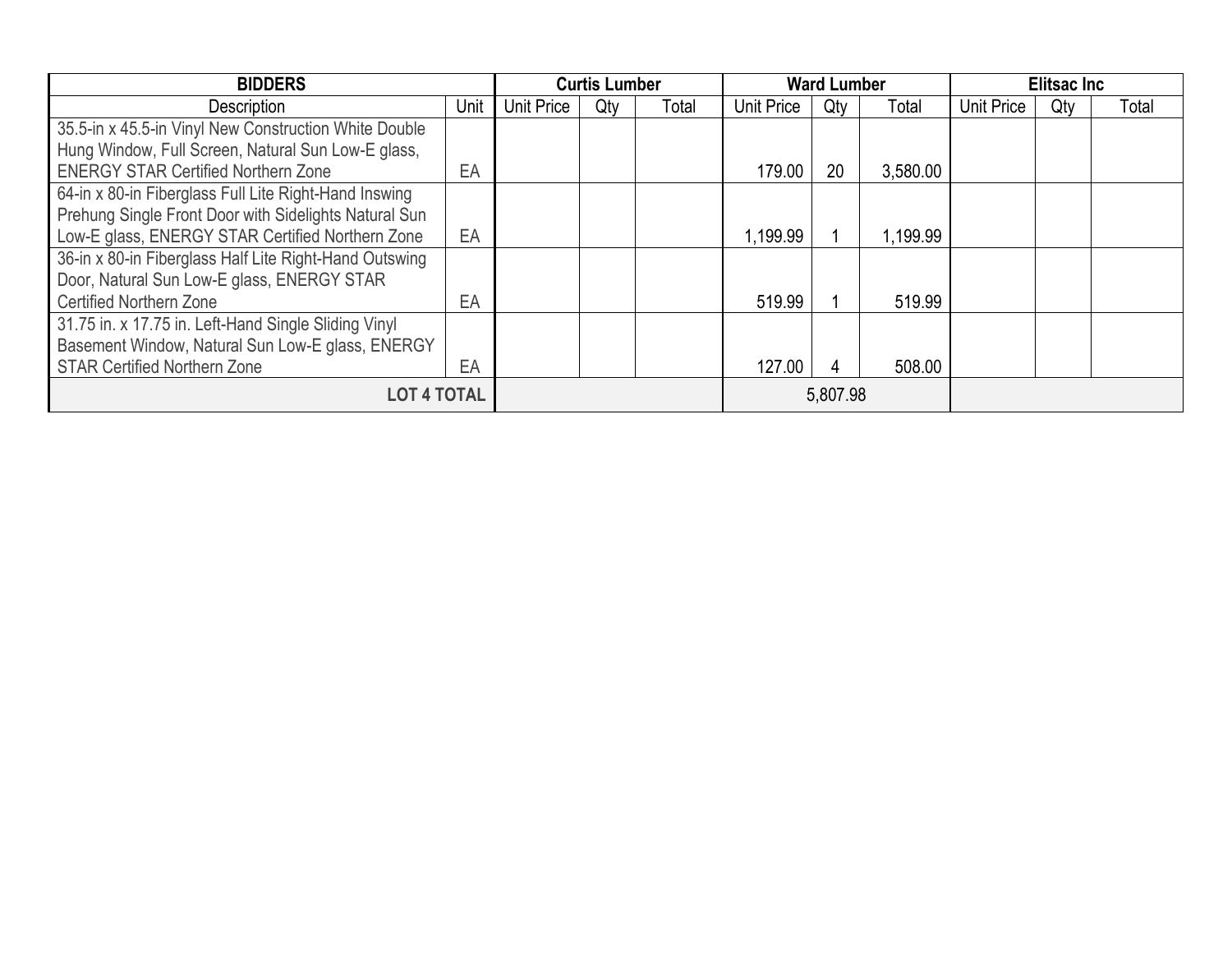| BIDDERS | | Curtis Lumber | | | Ward Lumber | | | Elitsac Inc | | |
|---|---|---|---|---|---|---|---|---|---|---|
| Description | Unit | Unit Price | Qty | Total | Unit Price | Qty | Total | Unit Price | Qty | Total |
| 35.5-in x 45.5-in Vinyl New Construction White Double Hung Window, Full Screen, Natural Sun Low-E glass, ENERGY STAR Certified Northern Zone | EA | | | | 179.00 | 20 | 3,580.00 | | | |
| 64-in x 80-in Fiberglass Full Lite Right-Hand Inswing Prehung Single Front Door with Sidelights Natural Sun Low-E glass, ENERGY STAR Certified Northern Zone | EA | | | | 1,199.99 | 1 | 1,199.99 | | | |
| 36-in x 80-in Fiberglass Half Lite Right-Hand Outswing Door, Natural Sun Low-E glass, ENERGY STAR Certified Northern Zone | EA | | | | 519.99 | 1 | 519.99 | | | |
| 31.75 in. x 17.75 in. Left-Hand Single Sliding Vinyl Basement Window, Natural Sun Low-E glass, ENERGY STAR Certified Northern Zone | EA | | | | 127.00 | 4 | 508.00 | | | |
| **LOT 4 TOTAL** | | | | | 5,807.98 | | | | | |